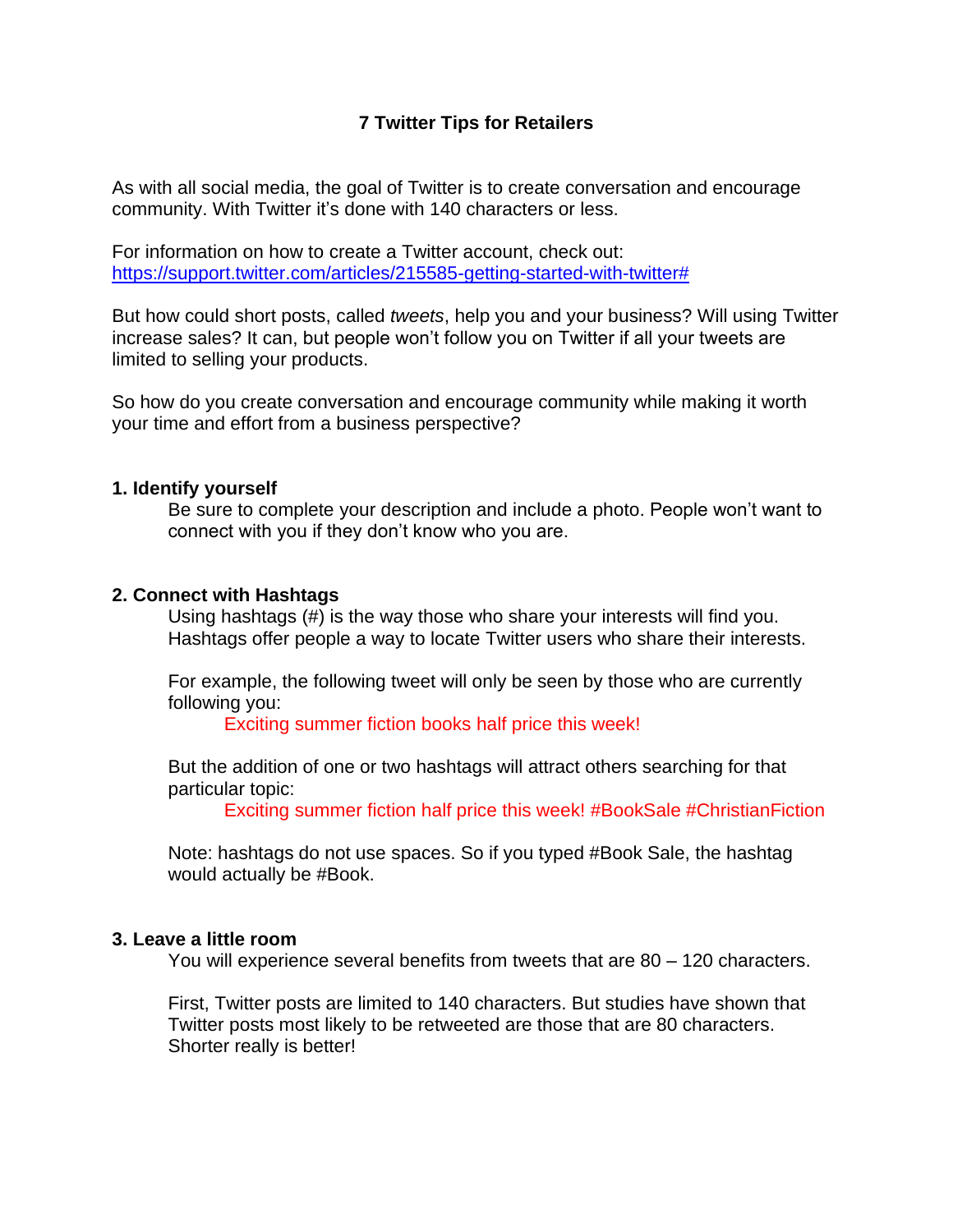# 7 Twitter Tips for Retailers

As with all social media, the goal of Twitter is to create conversation and encourage community. With Twitter it's done with 140 characters or less.

For information on how to create a Twitter account, check out: [https://support.twitter.com/articles/215585-getting-started-with-twitter#](https://support.twitter.com/articles/215585-getting-started-with-twitter#)

But how could short posts, called *tweets*, help you and your business? Will using Twitter increase sales? It can, but people won't follow you on Twitter if all your tweets are limited to selling your products.

So how do you create conversation and encourage community while making it worth your time and effort from a business perspective?

## 1. Identify yourself

Be sure to complete your description and include a photo. People won't want to connect with you if they don't know who you are.

## 2. Connect with Hashtags

Using hashtags (#) is the way those who share your interests will find you. Hashtags offer people a way to locate Twitter users who share their interests.

For example, the following tweet will only be seen by those who are currently following you:

> Exciting summer fiction books half price this week!

But the addition of one or two hashtags will attract others searching for that particular topic:

> Exciting summer fiction half price this week! #BookSale #ChristianFiction

Note: hashtags do not use spaces. So if you typed #Book Sale, the hashtag would actually be #Book.

## 3. Leave a little room

You will experience several benefits from tweets that are 80 – 120 characters.

First, Twitter posts are limited to 140 characters. But studies have shown that Twitter posts most likely to be retweeted are those that are 80 characters. Shorter really is better!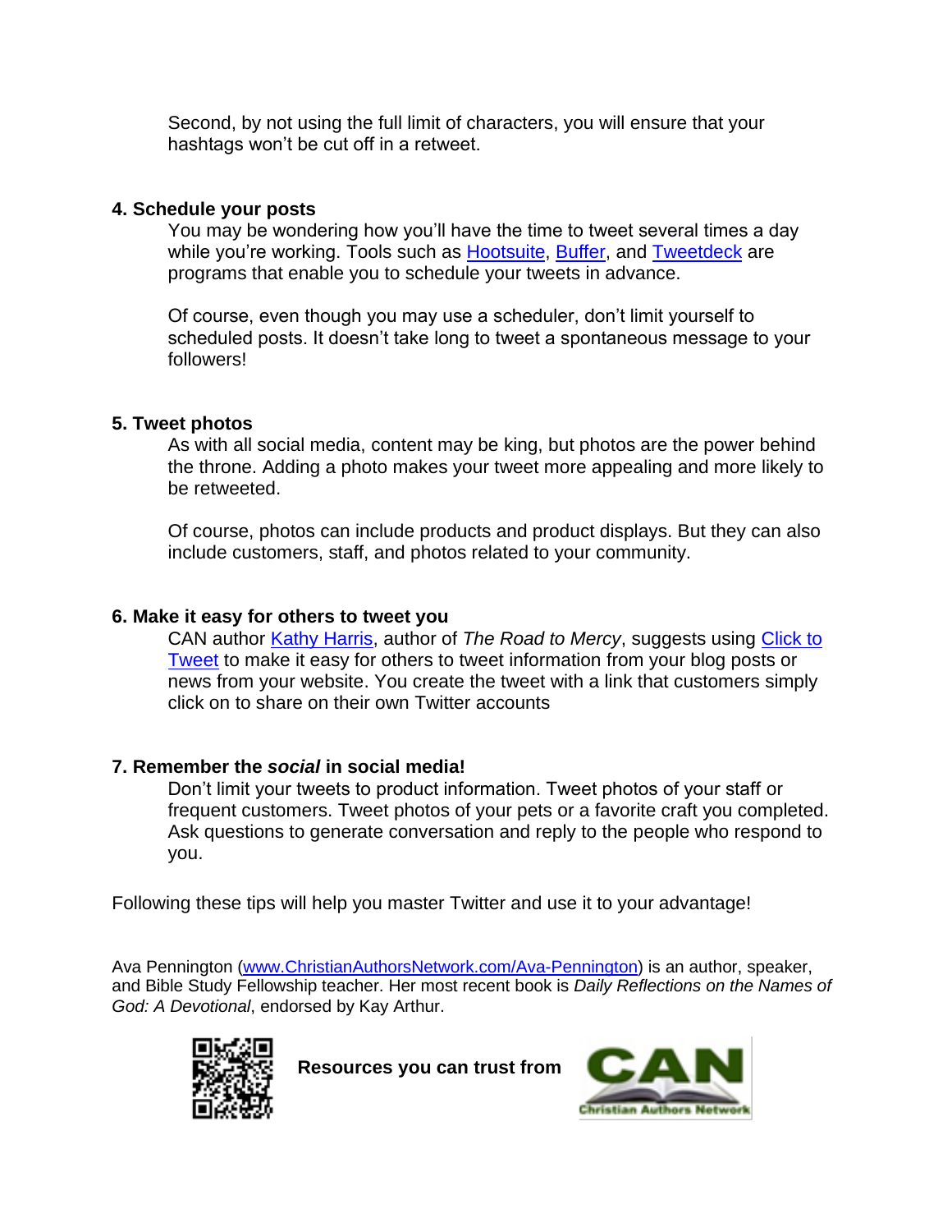Second, by not using the full limit of characters, you will ensure that your hashtags won't be cut off in a retweet.

**4. Schedule your posts**

You may be wondering how you'll have the time to tweet several times a day while you're working. Tools such as Hootsuite, Buffer, and Tweetdeck are programs that enable you to schedule your tweets in advance.

Of course, even though you may use a scheduler, don't limit yourself to scheduled posts. It doesn't take long to tweet a spontaneous message to your followers!

**5. Tweet photos**

As with all social media, content may be king, but photos are the power behind the throne. Adding a photo makes your tweet more appealing and more likely to be retweeted.

Of course, photos can include products and product displays. But they can also include customers, staff, and photos related to your community.

**6. Make it easy for others to tweet you**

CAN author Kathy Harris, author of *The Road to Mercy*, suggests using Click to Tweet to make it easy for others to tweet information from your blog posts or news from your website. You create the tweet with a link that customers simply click on to share on their own Twitter accounts

**7. Remember the *social* in social media!**

Don't limit your tweets to product information. Tweet photos of your staff or frequent customers. Tweet photos of your pets or a favorite craft you completed. Ask questions to generate conversation and reply to the people who respond to you.

Following these tips will help you master Twitter and use it to your advantage!

Ava Pennington (www.ChristianAuthorsNetwork.com/Ava-Pennington) is an author, speaker, and Bible Study Fellowship teacher. Her most recent book is *Daily Reflections on the Names of God: A Devotional*, endorsed by Kay Arthur.

**Resources you can trust from**

CAN

Christian Authors Network